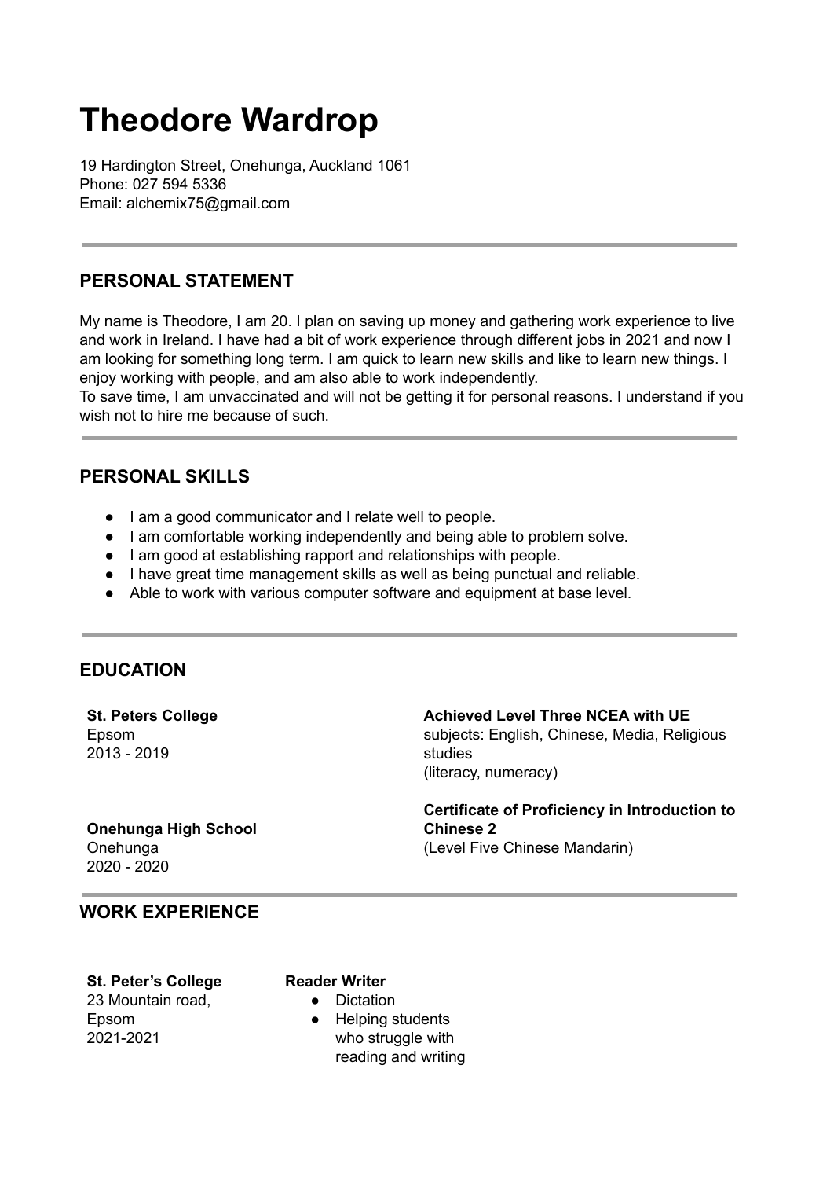# Theodore Wardrop

19 Hardington Street, Onehunga, Auckland 1061
Phone: 027 594 5336
Email: alchemix75@gmail.com

---

## PERSONAL STATEMENT

My name is Theodore, I am 20. I plan on saving up money and gathering work experience to live and work in Ireland. I have had a bit of work experience through different jobs in 2021 and now I am looking for something long term. I am quick to learn new skills and like to learn new things. I enjoy working with people, and am also able to work independently.
To save time, I am unvaccinated and will not be getting it for personal reasons. I understand if you wish not to hire me because of such.

---

## PERSONAL SKILLS

- I am a good communicator and I relate well to people.
- I am comfortable working independently and being able to problem solve.
- I am good at establishing rapport and relationships with people.
- I have great time management skills as well as being punctual and reliable.
- Able to work with various computer software and equipment at base level.

---

## EDUCATION

**St. Peters College**
Epsom
2013 - 2019

**Achieved Level Three NCEA with UE**
subjects: English, Chinese, Media, Religious studies
(literacy, numeracy)

**Onehunga High School**
Onehunga
2020 - 2020

**Certificate of Proficiency in Introduction to Chinese 2**
(Level Five Chinese Mandarin)

---

## WORK EXPERIENCE

**St. Peter's College**
23 Mountain road,
Epsom
2021-2021

**Reader Writer**
- Dictation
- Helping students who struggle with reading and writing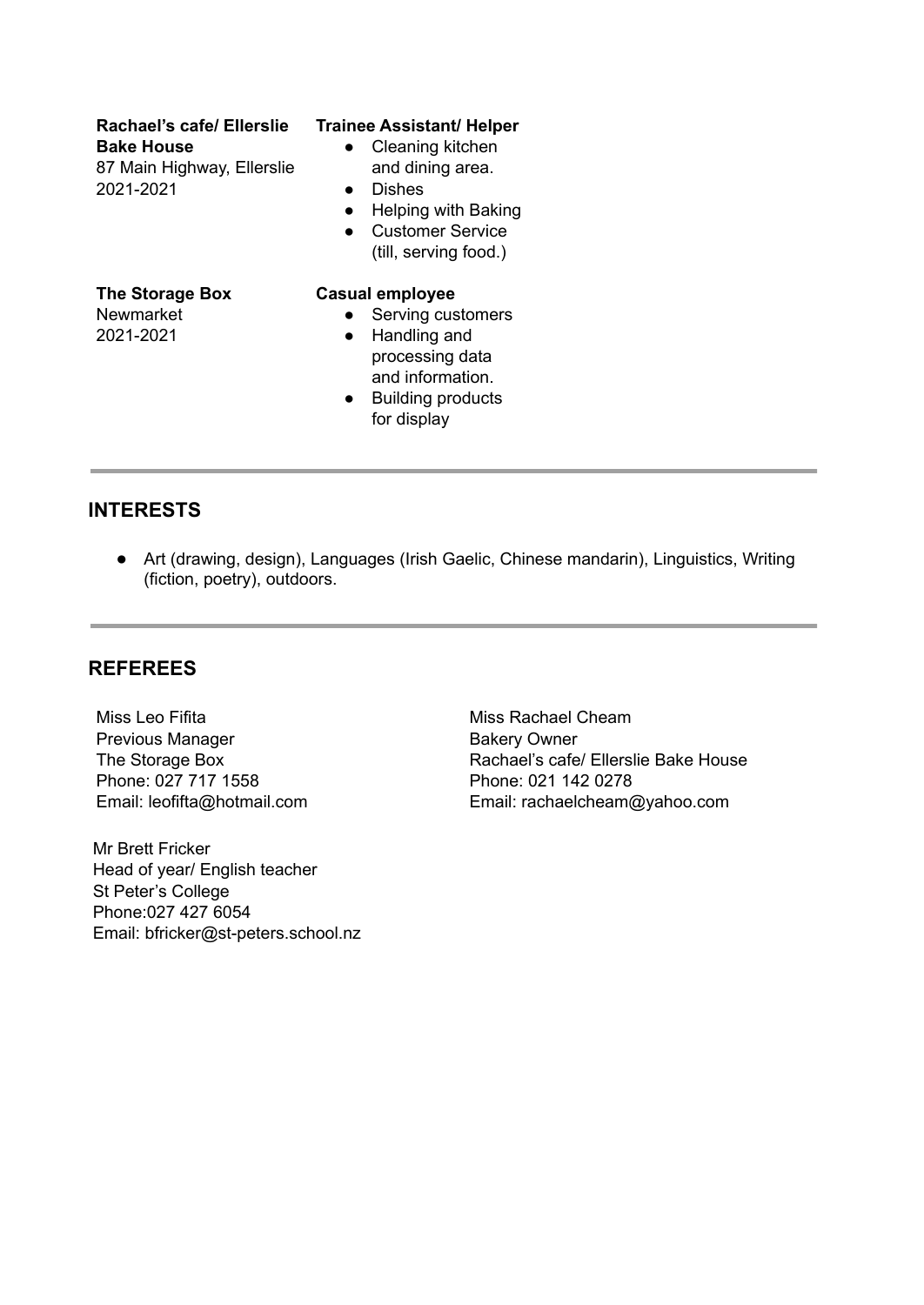**Rachael's cafe/ Ellerslie Bake House**
87 Main Highway, Ellerslie
2021-2021

**Trainee Assistant/ Helper**

- Cleaning kitchen and dining area.
- Dishes
- Helping with Baking
- Customer Service (till, serving food.)

**The Storage Box**
Newmarket
2021-2021

**Casual employee**

- Serving customers
- Handling and processing data and information.
- Building products for display

---

## INTERESTS

- Art (drawing, design), Languages (Irish Gaelic, Chinese mandarin), Linguistics, Writing (fiction, poetry), outdoors.

---

## REFEREES

Miss Leo Fifita
Previous Manager
The Storage Box
Phone: 027 717 1558
Email: leofifta@hotmail.com

Miss Rachael Cheam
Bakery Owner
Rachael's cafe/ Ellerslie Bake House
Phone: 021 142 0278
Email: rachaelcheam@yahoo.com

Mr Brett Fricker
Head of year/ English teacher
St Peter's College
Phone:027 427 6054
Email: bfricker@st-peters.school.nz